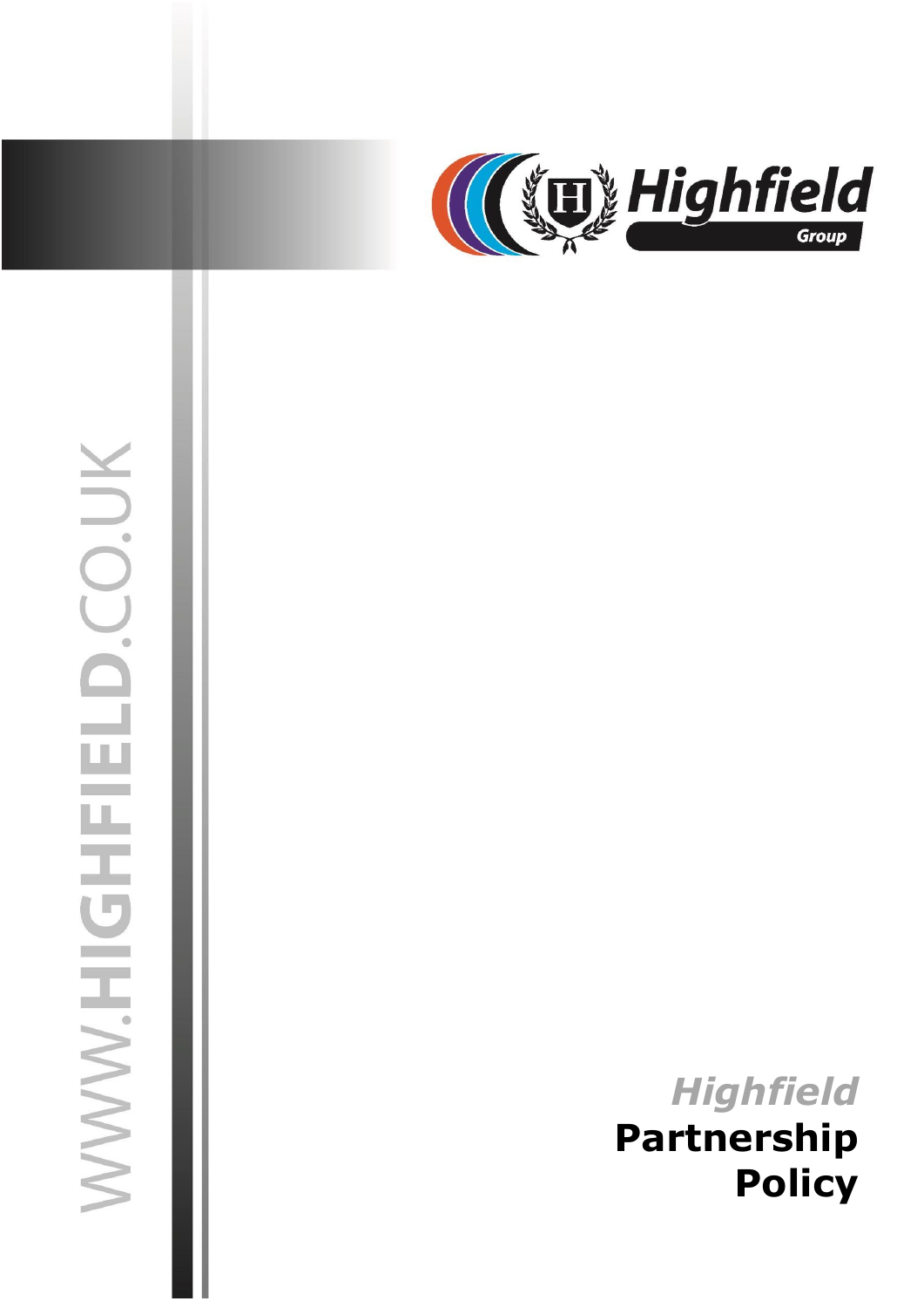WWW.HIGHFIELD.CO.UK

Highfield Group

# *Highfield* **Partnership Policy**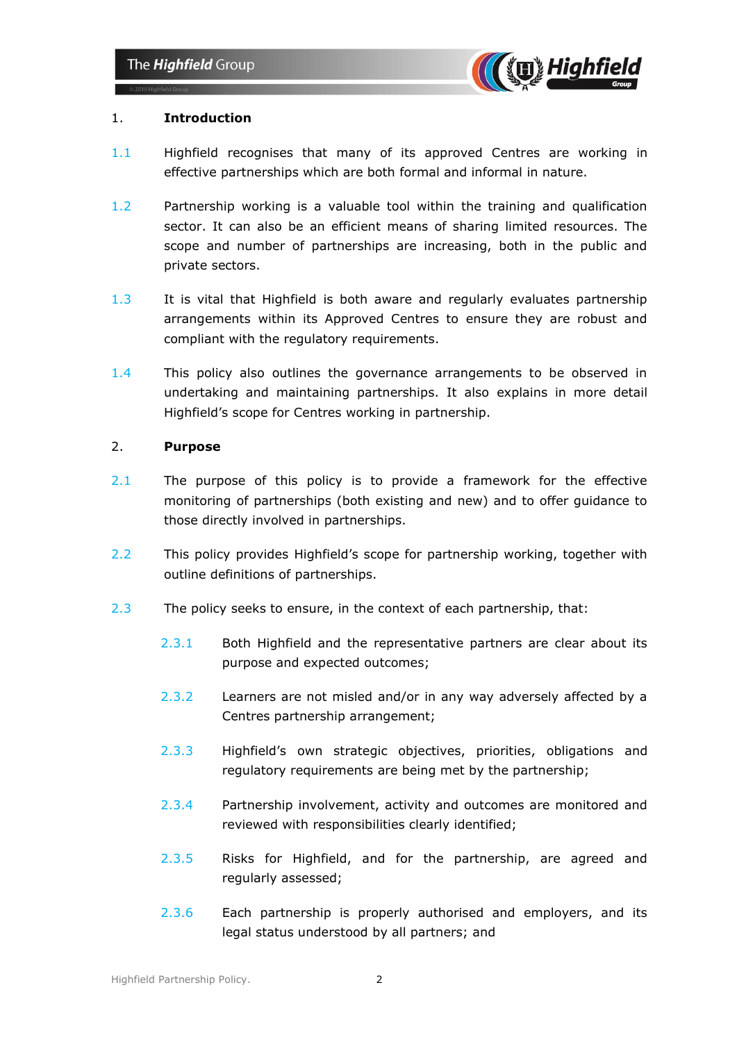## 1. Introduction

1.1 Highfield recognises that many of its approved Centres are working in effective partnerships which are both formal and informal in nature.

1.2 Partnership working is a valuable tool within the training and qualification sector. It can also be an efficient means of sharing limited resources. The scope and number of partnerships are increasing, both in the public and private sectors.

1.3 It is vital that Highfield is both aware and regularly evaluates partnership arrangements within its Approved Centres to ensure they are robust and compliant with the regulatory requirements.

1.4 This policy also outlines the governance arrangements to be observed in undertaking and maintaining partnerships. It also explains in more detail Highfield's scope for Centres working in partnership.

## 2. Purpose

2.1 The purpose of this policy is to provide a framework for the effective monitoring of partnerships (both existing and new) and to offer guidance to those directly involved in partnerships.

2.2 This policy provides Highfield's scope for partnership working, together with outline definitions of partnerships.

2.3 The policy seeks to ensure, in the context of each partnership, that:

- 2.3.1 Both Highfield and the representative partners are clear about its purpose and expected outcomes;
- 2.3.2 Learners are not misled and/or in any way adversely affected by a Centres partnership arrangement;
- 2.3.3 Highfield's own strategic objectives, priorities, obligations and regulatory requirements are being met by the partnership;
- 2.3.4 Partnership involvement, activity and outcomes are monitored and reviewed with responsibilities clearly identified;
- 2.3.5 Risks for Highfield, and for the partnership, are agreed and regularly assessed;
- 2.3.6 Each partnership is properly authorised and employers, and its legal status understood by all partners; and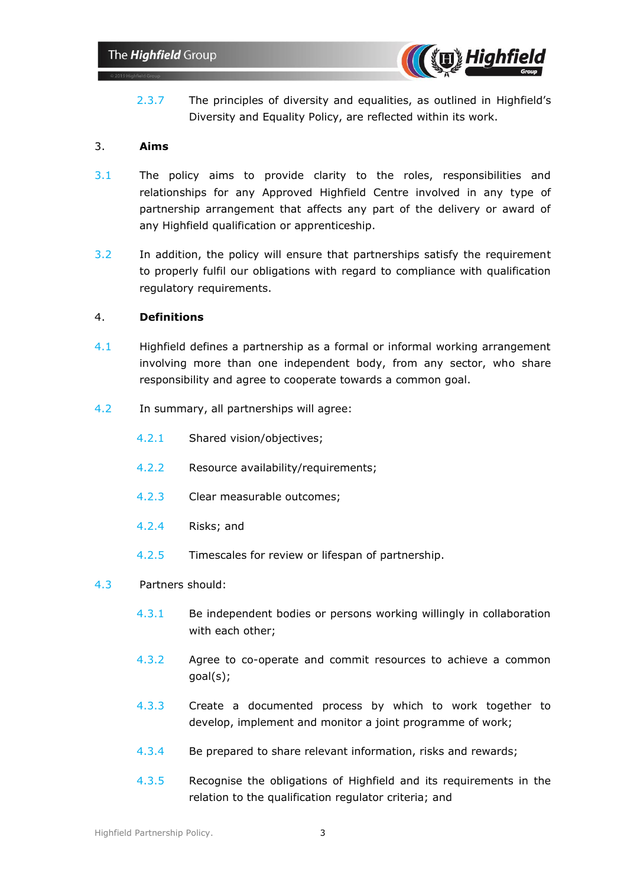2.3.7 The principles of diversity and equalities, as outlined in Highfield's Diversity and Equality Policy, are reflected within its work.

## 3. Aims

3.1 The policy aims to provide clarity to the roles, responsibilities and relationships for any Approved Highfield Centre involved in any type of partnership arrangement that affects any part of the delivery or award of any Highfield qualification or apprenticeship.

3.2 In addition, the policy will ensure that partnerships satisfy the requirement to properly fulfil our obligations with regard to compliance with qualification regulatory requirements.

## 4. Definitions

4.1 Highfield defines a partnership as a formal or informal working arrangement involving more than one independent body, from any sector, who share responsibility and agree to cooperate towards a common goal.

4.2 In summary, all partnerships will agree:

4.2.1 Shared vision/objectives;

4.2.2 Resource availability/requirements;

4.2.3 Clear measurable outcomes;

4.2.4 Risks; and

4.2.5 Timescales for review or lifespan of partnership.

4.3 Partners should:

4.3.1 Be independent bodies or persons working willingly in collaboration with each other;

4.3.2 Agree to co-operate and commit resources to achieve a common goal(s);

4.3.3 Create a documented process by which to work together to develop, implement and monitor a joint programme of work;

4.3.4 Be prepared to share relevant information, risks and rewards;

4.3.5 Recognise the obligations of Highfield and its requirements in the relation to the qualification regulator criteria; and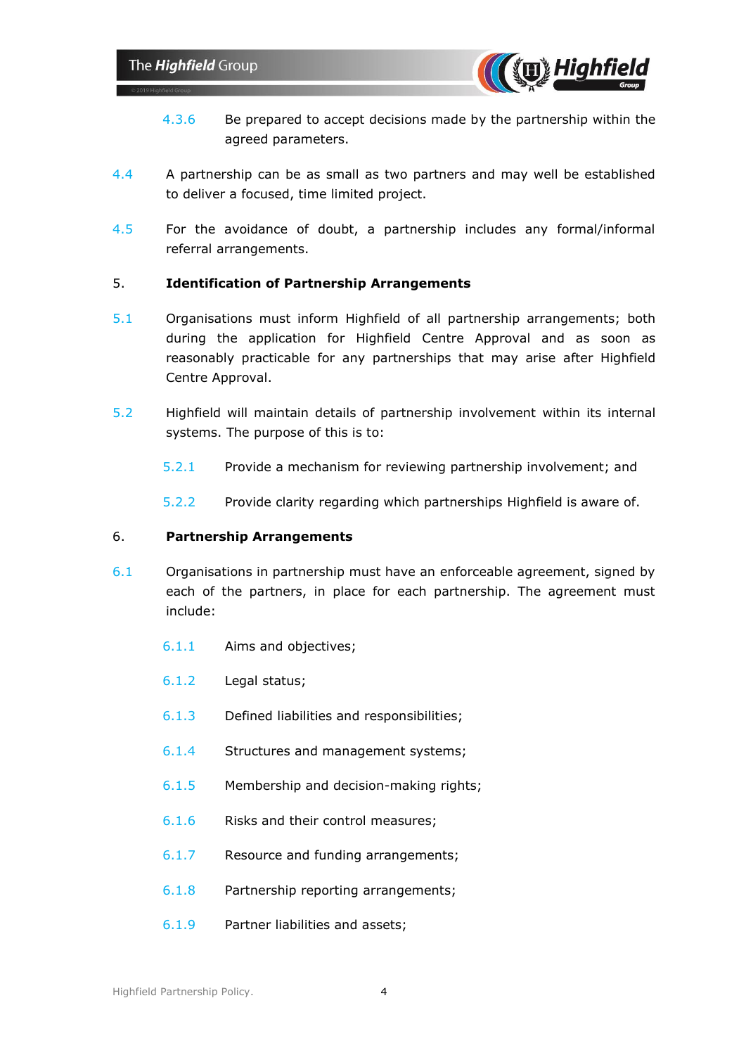4.3.6 Be prepared to accept decisions made by the partnership within the agreed parameters.

4.4 A partnership can be as small as two partners and may well be established to deliver a focused, time limited project.

4.5 For the avoidance of doubt, a partnership includes any formal/informal referral arrangements.

## 5. Identification of Partnership Arrangements

5.1 Organisations must inform Highfield of all partnership arrangements; both during the application for Highfield Centre Approval and as soon as reasonably practicable for any partnerships that may arise after Highfield Centre Approval.

5.2 Highfield will maintain details of partnership involvement within its internal systems. The purpose of this is to:

5.2.1 Provide a mechanism for reviewing partnership involvement; and

5.2.2 Provide clarity regarding which partnerships Highfield is aware of.

## 6. Partnership Arrangements

6.1 Organisations in partnership must have an enforceable agreement, signed by each of the partners, in place for each partnership. The agreement must include:

6.1.1 Aims and objectives;

6.1.2 Legal status;

6.1.3 Defined liabilities and responsibilities;

6.1.4 Structures and management systems;

6.1.5 Membership and decision-making rights;

6.1.6 Risks and their control measures;

6.1.7 Resource and funding arrangements;

6.1.8 Partnership reporting arrangements;

6.1.9 Partner liabilities and assets;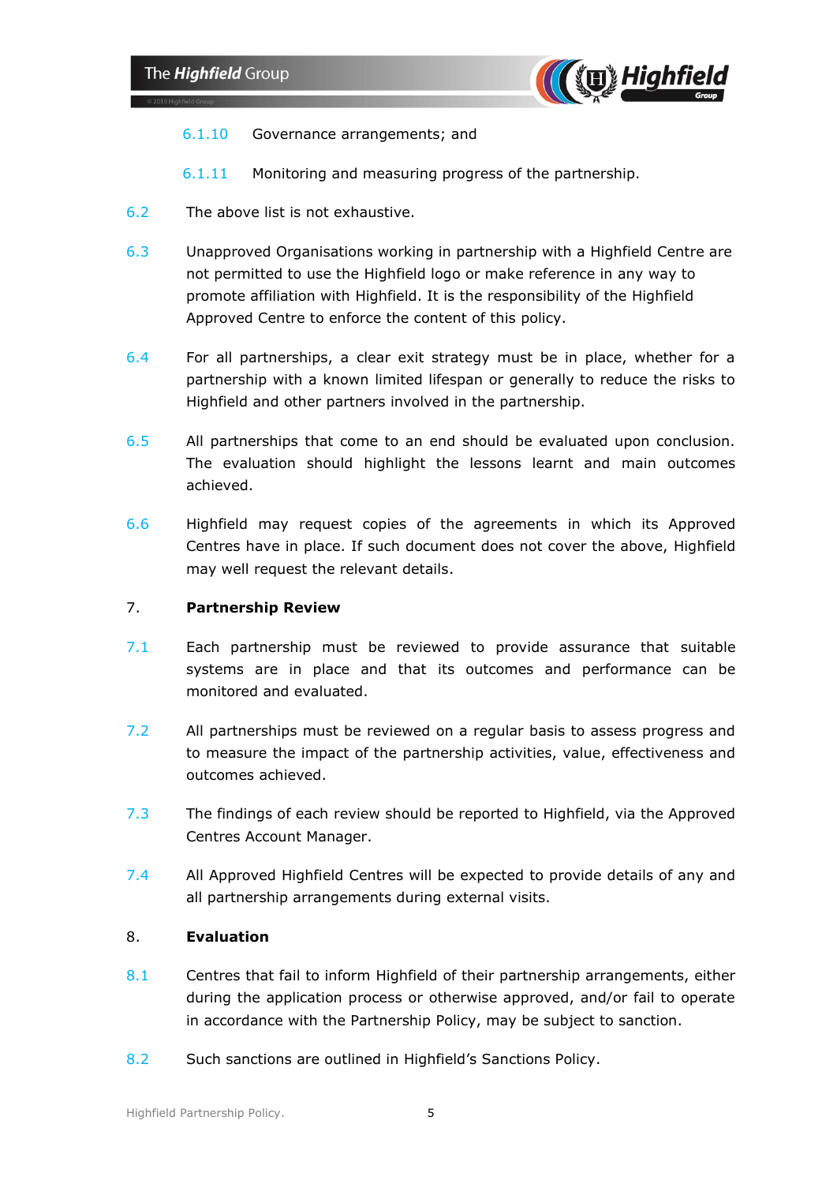6.1.10 Governance arrangements; and

6.1.11 Monitoring and measuring progress of the partnership.

6.2 The above list is not exhaustive.

6.3 Unapproved Organisations working in partnership with a Highfield Centre are not permitted to use the Highfield logo or make reference in any way to promote affiliation with Highfield. It is the responsibility of the Highfield Approved Centre to enforce the content of this policy.

6.4 For all partnerships, a clear exit strategy must be in place, whether for a partnership with a known limited lifespan or generally to reduce the risks to Highfield and other partners involved in the partnership.

6.5 All partnerships that come to an end should be evaluated upon conclusion. The evaluation should highlight the lessons learnt and main outcomes achieved.

6.6 Highfield may request copies of the agreements in which its Approved Centres have in place. If such document does not cover the above, Highfield may well request the relevant details.

## 7. Partnership Review

7.1 Each partnership must be reviewed to provide assurance that suitable systems are in place and that its outcomes and performance can be monitored and evaluated.

7.2 All partnerships must be reviewed on a regular basis to assess progress and to measure the impact of the partnership activities, value, effectiveness and outcomes achieved.

7.3 The findings of each review should be reported to Highfield, via the Approved Centres Account Manager.

7.4 All Approved Highfield Centres will be expected to provide details of any and all partnership arrangements during external visits.

## 8. Evaluation

8.1 Centres that fail to inform Highfield of their partnership arrangements, either during the application process or otherwise approved, and/or fail to operate in accordance with the Partnership Policy, may be subject to sanction.

8.2 Such sanctions are outlined in Highfield's Sanctions Policy.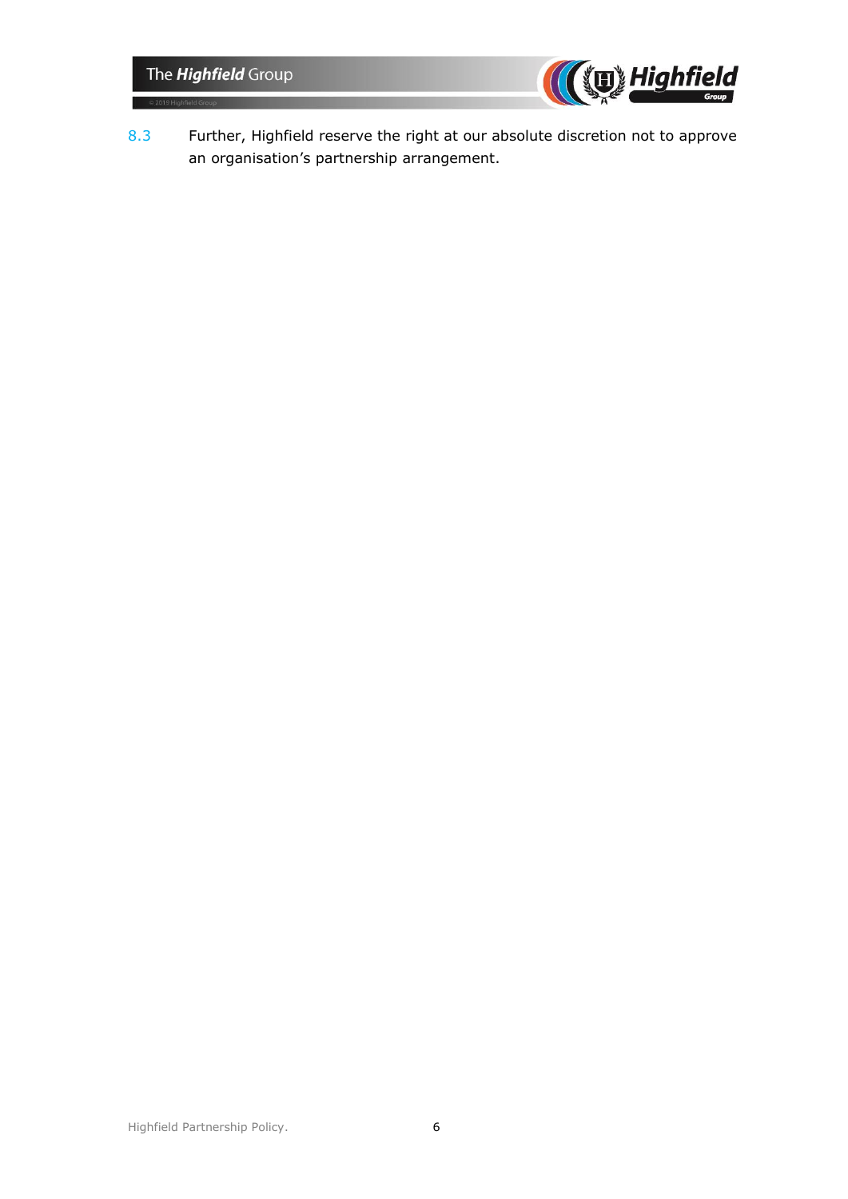8.3 Further, Highfield reserve the right at our absolute discretion not to approve an organisation’s partnership arrangement.